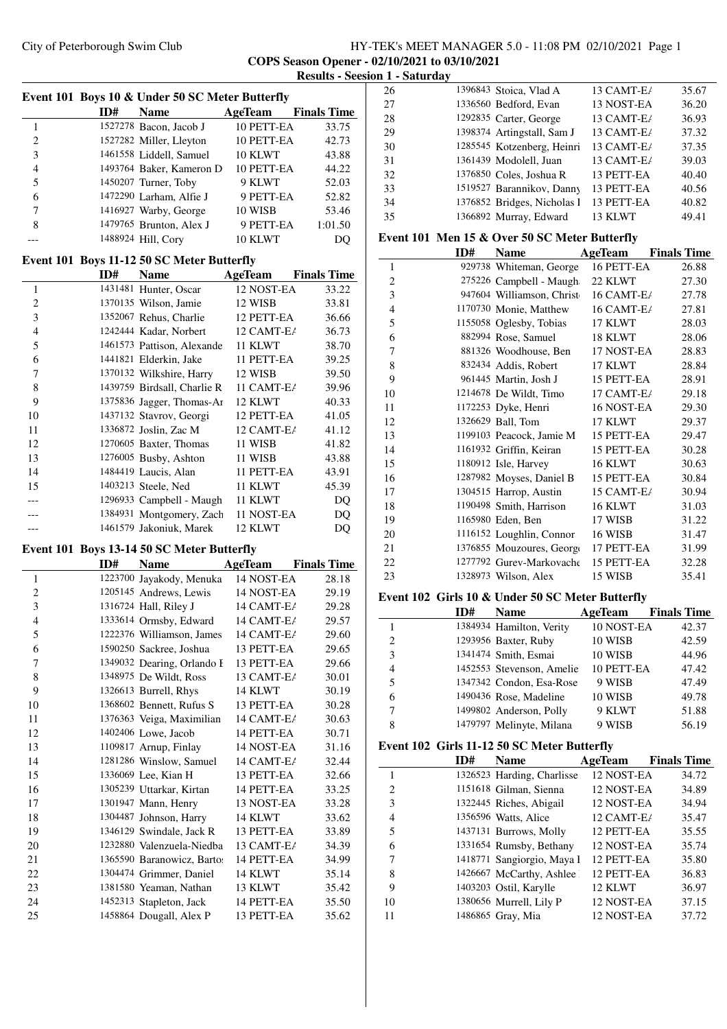City of Peterborough Swim Club — HY-TEK's MEET MANAGER 5.0 - 11:08 PM 02/10/2021 Page 1

**COPS Season Opener - 02/10/2021 to 03/10/2021**

**Results - Session 1 - Saturday**

### Event 101 Boys 10 & Under 50 SC Meter Butterfly

| | ID# | Name | Age | Team | Finals Time |
|---|---|---|---|---|---|
| 1 | 1527278 | Bacon, Jacob J | 10 | PETT-EA | 33.75 |
| 2 | 1527282 | Miller, Lleyton | 10 | PETT-EA | 42.73 |
| 3 | 1461558 | Liddell, Samuel | 10 | KLWT | 43.88 |
| 4 | 1493764 | Baker, Kameron D | 10 | PETT-EA | 44.22 |
| 5 | 1450207 | Turner, Toby | 9 | KLWT | 52.03 |
| 6 | 1472290 | Larham, Alfie J | 9 | PETT-EA | 52.82 |
| 7 | 1416927 | Warby, George | 10 | WISB | 53.46 |
| 8 | 1479765 | Brunton, Alex J | 9 | PETT-EA | 1:01.50 |
| --- | 1488924 | Hill, Cory | 10 | KLWT | DQ |

### Event 101 Boys 11-12 50 SC Meter Butterfly

| | ID# | Name | Age | Team | Finals Time |
|---|---|---|---|---|---|
| 1 | 1431481 | Hunter, Oscar | 12 | NOST-EA | 33.22 |
| 2 | 1370135 | Wilson, Jamie | 12 | WISB | 33.81 |
| 3 | 1352067 | Rehus, Charlie | 12 | PETT-EA | 36.66 |
| 4 | 1242444 | Kadar, Norbert | 12 | CAMT-EA | 36.73 |
| 5 | 1461573 | Pattison, Alexande | 11 | KLWT | 38.70 |
| 6 | 1441821 | Elderkin, Jake | 11 | PETT-EA | 39.25 |
| 7 | 1370132 | Wilkshire, Harry | 12 | WISB | 39.50 |
| 8 | 1439759 | Birdsall, Charlie R | 11 | CAMT-EA | 39.96 |
| 9 | 1375836 | Jagger, Thomas-Ar | 12 | KLWT | 40.33 |
| 10 | 1437132 | Stavrov, Georgi | 12 | PETT-EA | 41.05 |
| 11 | 1336872 | Joslin, Zac M | 12 | CAMT-EA | 41.12 |
| 12 | 1270605 | Baxter, Thomas | 11 | WISB | 41.82 |
| 13 | 1276005 | Busby, Ashton | 11 | WISB | 43.88 |
| 14 | 1484419 | Laucis, Alan | 11 | PETT-EA | 43.91 |
| 15 | 1403213 | Steele, Ned | 11 | KLWT | 45.39 |
| --- | 1296933 | Campbell - Maugh | 11 | KLWT | DQ |
| --- | 1384931 | Montgomery, Zach | 11 | NOST-EA | DQ |
| --- | 1461579 | Jakoniuk, Marek | 12 | KLWT | DQ |

### Event 101 Boys 13-14 50 SC Meter Butterfly

| | ID# | Name | Age | Team | Finals Time |
|---|---|---|---|---|---|
| 1 | 1223700 | Jayakody, Menuka | 14 | NOST-EA | 28.18 |
| 2 | 1205145 | Andrews, Lewis | 14 | NOST-EA | 29.19 |
| 3 | 1316724 | Hall, Riley J | 14 | CAMT-EA | 29.28 |
| 4 | 1333614 | Ormsby, Edward | 14 | CAMT-EA | 29.57 |
| 5 | 1222376 | Williamson, James | 14 | CAMT-EA | 29.60 |
| 6 | 1590250 | Sackree, Joshua | 13 | PETT-EA | 29.65 |
| 7 | 1349032 | Dearing, Orlando I | 13 | PETT-EA | 29.66 |
| 8 | 1348975 | De Wildt, Ross | 13 | CAMT-EA | 30.01 |
| 9 | 1326613 | Burrell, Rhys | 14 | KLWT | 30.19 |
| 10 | 1368602 | Bennett, Rufus S | 13 | PETT-EA | 30.28 |
| 11 | 1376363 | Veiga, Maximilian | 14 | CAMT-EA | 30.63 |
| 12 | 1402406 | Lowe, Jacob | 14 | PETT-EA | 30.71 |
| 13 | 1109817 | Arnup, Finlay | 14 | NOST-EA | 31.16 |
| 14 | 1281286 | Winslow, Samuel | 14 | CAMT-EA | 32.44 |
| 15 | 1336069 | Lee, Kian H | 13 | PETT-EA | 32.66 |
| 16 | 1305239 | Uttarkar, Kirtan | 14 | PETT-EA | 33.25 |
| 17 | 1301947 | Mann, Henry | 13 | NOST-EA | 33.28 |
| 18 | 1304487 | Johnson, Harry | 14 | KLWT | 33.62 |
| 19 | 1346129 | Swindale, Jack R | 13 | PETT-EA | 33.89 |
| 20 | 1232880 | Valenzuela-Niedba | 13 | CAMT-EA | 34.39 |
| 21 | 1365590 | Baranowicz, Barto | 14 | PETT-EA | 34.99 |
| 22 | 1304474 | Grimmer, Daniel | 14 | KLWT | 35.14 |
| 23 | 1381580 | Yeaman, Nathan | 13 | KLWT | 35.42 |
| 24 | 1452313 | Stapleton, Jack | 14 | PETT-EA | 35.50 |
| 25 | 1458864 | Dougall, Alex P | 13 | PETT-EA | 35.62 |
| 26 | 1396843 | Stoica, Vlad A | 13 | CAMT-EA | 35.67 |
| 27 | 1336560 | Bedford, Evan | 13 | NOST-EA | 36.20 |
| 28 | 1292835 | Carter, George | 13 | CAMT-EA | 36.93 |
| 29 | 1398374 | Artingstall, Sam J | 13 | CAMT-EA | 37.32 |
| 30 | 1285545 | Kotzenberg, Heinri | 13 | CAMT-EA | 37.35 |
| 31 | 1361439 | Modolell, Juan | 13 | CAMT-EA | 39.03 |
| 32 | 1376850 | Coles, Joshua R | 13 | PETT-EA | 40.40 |
| 33 | 1519527 | Barannikov, Danny | 13 | PETT-EA | 40.56 |
| 34 | 1376852 | Bridges, Nicholas I | 13 | PETT-EA | 40.82 |
| 35 | 1366892 | Murray, Edward | 13 | KLWT | 49.41 |

### Event 101 Men 15 & Over 50 SC Meter Butterfly

| | ID# | Name | Age | Team | Finals Time |
|---|---|---|---|---|---|
| 1 | 929738 | Whiteman, George | 16 | PETT-EA | 26.88 |
| 2 | 275226 | Campbell - Maugh | 22 | KLWT | 27.30 |
| 3 | 947604 | Williamson, Christ | 16 | CAMT-EA | 27.78 |
| 4 | 1170730 | Monie, Matthew | 16 | CAMT-EA | 27.81 |
| 5 | 1155058 | Oglesby, Tobias | 17 | KLWT | 28.03 |
| 6 | 882994 | Rose, Samuel | 18 | KLWT | 28.06 |
| 7 | 881326 | Woodhouse, Ben | 17 | NOST-EA | 28.83 |
| 8 | 832434 | Addis, Robert | 17 | KLWT | 28.84 |
| 9 | 961445 | Martin, Josh J | 15 | PETT-EA | 28.91 |
| 10 | 1214678 | De Wildt, Timo | 17 | CAMT-EA | 29.18 |
| 11 | 1172253 | Dyke, Henri | 16 | NOST-EA | 29.30 |
| 12 | 1326629 | Ball, Tom | 17 | KLWT | 29.37 |
| 13 | 1199103 | Peacock, Jamie M | 15 | PETT-EA | 29.47 |
| 14 | 1161932 | Griffin, Keiran | 15 | PETT-EA | 30.28 |
| 15 | 1180912 | Isle, Harvey | 16 | KLWT | 30.63 |
| 16 | 1287982 | Moyses, Daniel B | 15 | PETT-EA | 30.84 |
| 17 | 1304515 | Harrop, Austin | 15 | CAMT-EA | 30.94 |
| 18 | 1190498 | Smith, Harrison | 16 | KLWT | 31.03 |
| 19 | 1165980 | Eden, Ben | 17 | WISB | 31.22 |
| 20 | 1116152 | Loughlin, Connor | 16 | WISB | 31.47 |
| 21 | 1376855 | Mouzoures, George | 17 | PETT-EA | 31.99 |
| 22 | 1277792 | Gurev-Markovache | 15 | PETT-EA | 32.28 |
| 23 | 1328973 | Wilson, Alex | 15 | WISB | 35.41 |

### Event 102 Girls 10 & Under 50 SC Meter Butterfly

| | ID# | Name | Age | Team | Finals Time |
|---|---|---|---|---|---|
| 1 | 1384934 | Hamilton, Verity | 10 | NOST-EA | 42.37 |
| 2 | 1293956 | Baxter, Ruby | 10 | WISB | 42.59 |
| 3 | 1341474 | Smith, Esmai | 10 | WISB | 44.96 |
| 4 | 1452553 | Stevenson, Amelie | 10 | PETT-EA | 47.42 |
| 5 | 1347342 | Condon, Esa-Rose | 9 | WISB | 47.49 |
| 6 | 1490436 | Rose, Madeline | 10 | WISB | 49.78 |
| 7 | 1499802 | Anderson, Polly | 9 | KLWT | 51.88 |
| 8 | 1479797 | Melinyte, Milana | 9 | WISB | 56.19 |

### Event 102 Girls 11-12 50 SC Meter Butterfly

| | ID# | Name | Age | Team | Finals Time |
|---|---|---|---|---|---|
| 1 | 1326523 | Harding, Charlisse | 12 | NOST-EA | 34.72 |
| 2 | 1151618 | Gilman, Sienna | 12 | NOST-EA | 34.89 |
| 3 | 1322445 | Riches, Abigail | 12 | NOST-EA | 34.94 |
| 4 | 1356596 | Watts, Alice | 12 | CAMT-EA | 35.47 |
| 5 | 1437131 | Burrows, Molly | 12 | PETT-EA | 35.55 |
| 6 | 1331654 | Rumsby, Bethany | 12 | NOST-EA | 35.74 |
| 7 | 1418771 | Sangiorgio, Maya I | 12 | PETT-EA | 35.80 |
| 8 | 1426667 | McCarthy, Ashlee | 12 | PETT-EA | 36.83 |
| 9 | 1403203 | Ostil, Karylle | 12 | KLWT | 36.97 |
| 10 | 1380656 | Murrell, Lily P | 12 | NOST-EA | 37.15 |
| 11 | 1486865 | Gray, Mia | 12 | NOST-EA | 37.72 |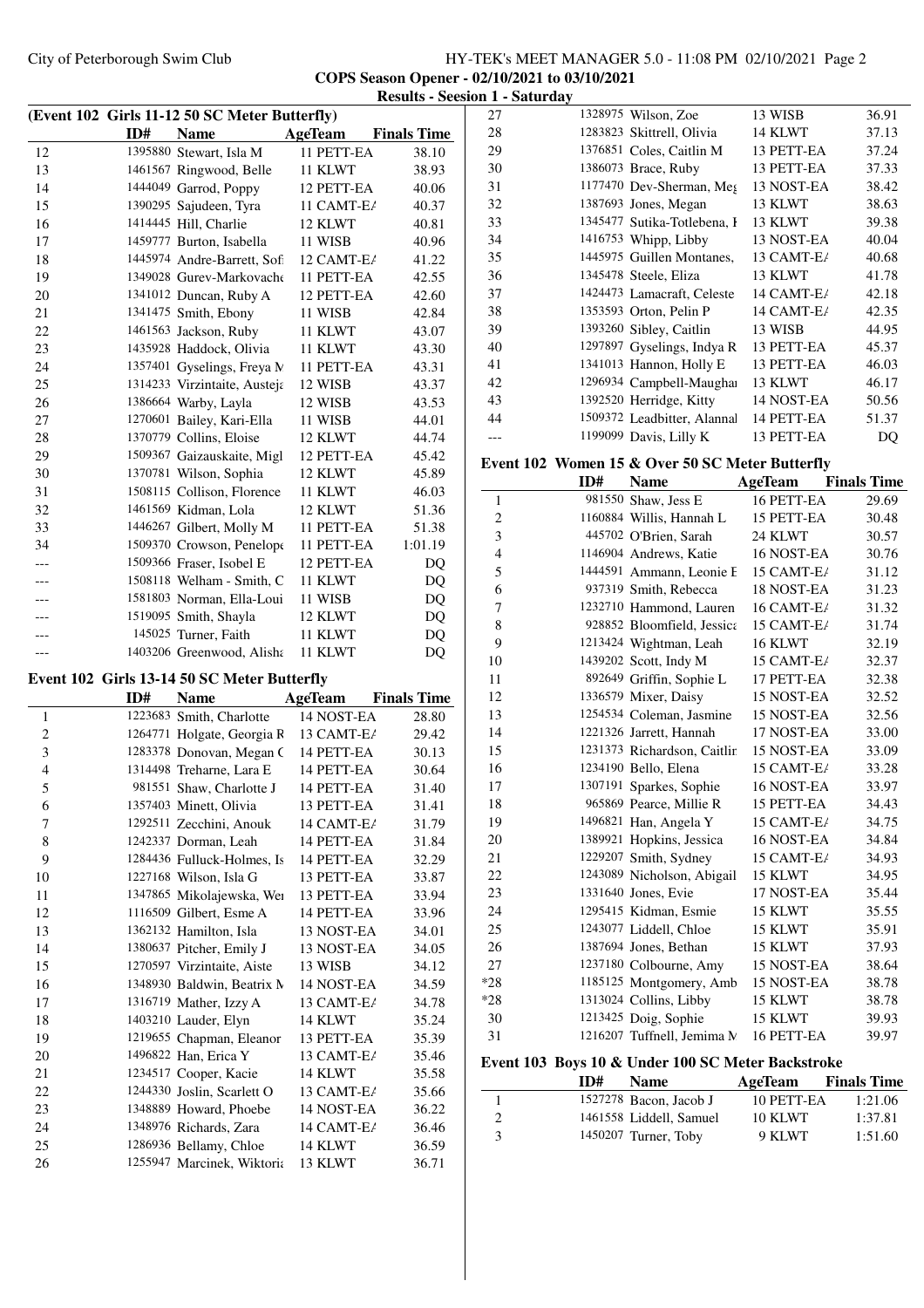COPS Season Opener - 02/10/2021 to 03/10/2021

Results - Session 1 - Saturday

**(Event 102 Girls 11-12 50 SC Meter Butterfly)**

| | ID# | Name | AgeTeam | | Finals Time |
|---|---|---|---|---|---|
| 12 | 1395880 | Stewart, Isla M | 11 | PETT-EA | 38.10 |
| 13 | 1461567 | Ringwood, Belle | 11 | KLWT | 38.93 |
| 14 | 1444049 | Garrod, Poppy | 12 | PETT-EA | 40.06 |
| 15 | 1390295 | Sajudeen, Tyra | 11 | CAMT-EA | 40.37 |
| 16 | 1414445 | Hill, Charlie | 12 | KLWT | 40.81 |
| 17 | 1459777 | Burton, Isabella | 11 | WISB | 40.96 |
| 18 | 1445974 | Andre-Barrett, Sofi | 12 | CAMT-EA | 41.22 |
| 19 | 1349028 | Gurev-Markovache | 11 | PETT-EA | 42.55 |
| 20 | 1341012 | Duncan, Ruby A | 12 | PETT-EA | 42.60 |
| 21 | 1341475 | Smith, Ebony | 11 | WISB | 42.84 |
| 22 | 1461563 | Jackson, Ruby | 11 | KLWT | 43.07 |
| 23 | 1435928 | Haddock, Olivia | 11 | KLWT | 43.30 |
| 24 | 1357401 | Gyselings, Freya M | 11 | PETT-EA | 43.31 |
| 25 | 1314233 | Virzintaite, Austeja | 12 | WISB | 43.37 |
| 26 | 1386664 | Warby, Layla | 12 | WISB | 43.53 |
| 27 | 1270601 | Bailey, Kari-Ella | 11 | WISB | 44.01 |
| 28 | 1370779 | Collins, Eloise | 12 | KLWT | 44.74 |
| 29 | 1509367 | Gaizauskaite, Migl | 12 | PETT-EA | 45.42 |
| 30 | 1370781 | Wilson, Sophia | 12 | KLWT | 45.89 |
| 31 | 1508115 | Collison, Florence | 11 | KLWT | 46.03 |
| 32 | 1461569 | Kidman, Lola | 12 | KLWT | 51.36 |
| 33 | 1446267 | Gilbert, Molly M | 11 | PETT-EA | 51.38 |
| 34 | 1509370 | Crowson, Penelope | 11 | PETT-EA | 1:01.19 |
| --- | 1509366 | Fraser, Isobel E | 12 | PETT-EA | DQ |
| --- | 1508118 | Welham - Smith, C | 11 | KLWT | DQ |
| --- | 1581803 | Norman, Ella-Loui | 11 | WISB | DQ |
| --- | 1519095 | Smith, Shayla | 12 | KLWT | DQ |
| --- | 145025 | Turner, Faith | 11 | KLWT | DQ |
| --- | 1403206 | Greenwood, Alisha | 11 | KLWT | DQ |

**Event 102 Girls 13-14 50 SC Meter Butterfly**

| | ID# | Name | AgeTeam | | Finals Time |
|---|---|---|---|---|---|
| 1 | 1223683 | Smith, Charlotte | 14 | NOST-EA | 28.80 |
| 2 | 1264771 | Holgate, Georgia R | 13 | CAMT-EA | 29.42 |
| 3 | 1283378 | Donovan, Megan C | 14 | PETT-EA | 30.13 |
| 4 | 1314498 | Treharne, Lara E | 14 | PETT-EA | 30.64 |
| 5 | 981551 | Shaw, Charlotte J | 14 | PETT-EA | 31.40 |
| 6 | 1357403 | Minett, Olivia | 13 | PETT-EA | 31.41 |
| 7 | 1292511 | Zecchini, Anouk | 14 | CAMT-EA | 31.79 |
| 8 | 1242337 | Dorman, Leah | 14 | PETT-EA | 31.84 |
| 9 | 1284436 | Fulluck-Holmes, Is | 14 | PETT-EA | 32.29 |
| 10 | 1227168 | Wilson, Isla G | 13 | PETT-EA | 33.87 |
| 11 | 1347865 | Mikolajewska, Wer | 13 | PETT-EA | 33.94 |
| 12 | 1116509 | Gilbert, Esme A | 14 | PETT-EA | 33.96 |
| 13 | 1362132 | Hamilton, Isla | 13 | NOST-EA | 34.01 |
| 14 | 1380637 | Pitcher, Emily J | 13 | NOST-EA | 34.05 |
| 15 | 1270597 | Virzintaite, Aiste | 13 | WISB | 34.12 |
| 16 | 1348930 | Baldwin, Beatrix M | 14 | NOST-EA | 34.59 |
| 17 | 1316719 | Mather, Izzy A | 13 | CAMT-EA | 34.78 |
| 18 | 1403210 | Lauder, Elyn | 14 | KLWT | 35.24 |
| 19 | 1219655 | Chapman, Eleanor | 13 | PETT-EA | 35.39 |
| 20 | 1496822 | Han, Erica Y | 13 | CAMT-EA | 35.46 |
| 21 | 1234517 | Cooper, Kacie | 14 | KLWT | 35.58 |
| 22 | 1244330 | Joslin, Scarlett O | 13 | CAMT-EA | 35.66 |
| 23 | 1348889 | Howard, Phoebe | 14 | NOST-EA | 36.22 |
| 24 | 1348976 | Richards, Zara | 14 | CAMT-EA | 36.46 |
| 25 | 1286936 | Bellamy, Chloe | 14 | KLWT | 36.59 |
| 26 | 1255947 | Marcinek, Wiktoria | 13 | KLWT | 36.71 |
| 27 | 1328975 | Wilson, Zoe | 13 | WISB | 36.91 |
| 28 | 1283823 | Skittrell, Olivia | 14 | KLWT | 37.13 |
| 29 | 1376851 | Coles, Caitlin M | 13 | PETT-EA | 37.24 |
| 30 | 1386073 | Brace, Ruby | 13 | PETT-EA | 37.33 |
| 31 | 1177470 | Dev-Sherman, Meg | 13 | NOST-EA | 38.42 |
| 32 | 1387693 | Jones, Megan | 13 | KLWT | 38.63 |
| 33 | 1345477 | Sutika-Totlebena, I | 13 | KLWT | 39.38 |
| 34 | 1416753 | Whipp, Libby | 13 | NOST-EA | 40.04 |
| 35 | 1445975 | Guillen Montanes, | 13 | CAMT-EA | 40.68 |
| 36 | 1345478 | Steele, Eliza | 13 | KLWT | 41.78 |
| 37 | 1424473 | Lamacraft, Celeste | 14 | CAMT-EA | 42.18 |
| 38 | 1353593 | Orton, Pelin P | 14 | CAMT-EA | 42.35 |
| 39 | 1393260 | Sibley, Caitlin | 13 | WISB | 44.95 |
| 40 | 1297897 | Gyselings, Indya R | 13 | PETT-EA | 45.37 |
| 41 | 1341013 | Hannon, Holly E | 13 | PETT-EA | 46.03 |
| 42 | 1296934 | Campbell-Maughan | 13 | KLWT | 46.17 |
| 43 | 1392520 | Herridge, Kitty | 14 | NOST-EA | 50.56 |
| 44 | 1509372 | Leadbitter, Alannal | 14 | PETT-EA | 51.37 |
| --- | 1199099 | Davis, Lilly K | 13 | PETT-EA | DQ |

**Event 102 Women 15 & Over 50 SC Meter Butterfly**

| | ID# | Name | AgeTeam | | Finals Time |
|---|---|---|---|---|---|
| 1 | 981550 | Shaw, Jess E | 16 | PETT-EA | 29.69 |
| 2 | 1160884 | Willis, Hannah L | 15 | PETT-EA | 30.48 |
| 3 | 445702 | O'Brien, Sarah | 24 | KLWT | 30.57 |
| 4 | 1146904 | Andrews, Katie | 16 | NOST-EA | 30.76 |
| 5 | 1444591 | Ammann, Leonie E | 15 | CAMT-EA | 31.12 |
| 6 | 937319 | Smith, Rebecca | 18 | NOST-EA | 31.23 |
| 7 | 1232710 | Hammond, Lauren | 16 | CAMT-EA | 31.32 |
| 8 | 928852 | Bloomfield, Jessica | 15 | CAMT-EA | 31.74 |
| 9 | 1213424 | Wightman, Leah | 16 | KLWT | 32.19 |
| 10 | 1439202 | Scott, Indy M | 15 | CAMT-EA | 32.37 |
| 11 | 892649 | Griffin, Sophie L | 17 | PETT-EA | 32.38 |
| 12 | 1336579 | Mixer, Daisy | 15 | NOST-EA | 32.52 |
| 13 | 1254534 | Coleman, Jasmine | 15 | NOST-EA | 32.56 |
| 14 | 1221326 | Jarrett, Hannah | 17 | NOST-EA | 33.00 |
| 15 | 1231373 | Richardson, Caitlin | 15 | NOST-EA | 33.09 |
| 16 | 1234190 | Bello, Elena | 15 | CAMT-EA | 33.28 |
| 17 | 1307191 | Sparkes, Sophie | 16 | NOST-EA | 33.97 |
| 18 | 965869 | Pearce, Millie R | 15 | PETT-EA | 34.43 |
| 19 | 1496821 | Han, Angela Y | 15 | CAMT-EA | 34.75 |
| 20 | 1389921 | Hopkins, Jessica | 16 | NOST-EA | 34.84 |
| 21 | 1229207 | Smith, Sydney | 15 | CAMT-EA | 34.93 |
| 22 | 1243089 | Nicholson, Abigail | 15 | KLWT | 34.95 |
| 23 | 1331640 | Jones, Evie | 17 | NOST-EA | 35.44 |
| 24 | 1295415 | Kidman, Esmie | 15 | KLWT | 35.55 |
| 25 | 1243077 | Liddell, Chloe | 15 | KLWT | 35.91 |
| 26 | 1387694 | Jones, Bethan | 15 | KLWT | 37.93 |
| 27 | 1237180 | Colbourne, Amy | 15 | NOST-EA | 38.64 |
| *28 | 1185125 | Montgomery, Amb | 15 | NOST-EA | 38.78 |
| *28 | 1313024 | Collins, Libby | 15 | KLWT | 38.78 |
| 30 | 1213425 | Doig, Sophie | 15 | KLWT | 39.93 |
| 31 | 1216207 | Tuffnell, Jemima M | 16 | PETT-EA | 39.97 |

**Event 103 Boys 10 & Under 100 SC Meter Backstroke**

| | ID# | Name | AgeTeam | | Finals Time |
|---|---|---|---|---|---|
| 1 | 1527278 | Bacon, Jacob J | 10 | PETT-EA | 1:21.06 |
| 2 | 1461558 | Liddell, Samuel | 10 | KLWT | 1:37.81 |
| 3 | 1450207 | Turner, Toby | 9 | KLWT | 1:51.60 |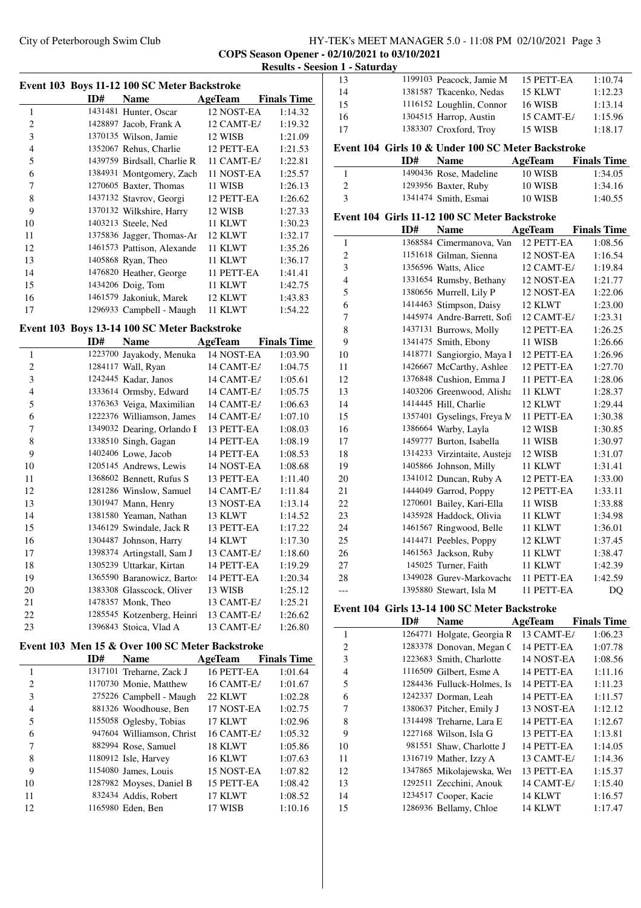## Results - Session 1 - Saturday

### Event 103 Boys 11-12 100 SC Meter Backstroke

| | ID# | Name | AgeTeam | Finals Time |
|---|---|---|---|---|
| 1 | 1431481 | Hunter, Oscar | 12 NOST-EA | 1:14.32 |
| 2 | 1428897 | Jacob, Frank A | 12 CAMT-EA | 1:19.32 |
| 3 | 1370135 | Wilson, Jamie | 12 WISB | 1:21.09 |
| 4 | 1352067 | Rehus, Charlie | 12 PETT-EA | 1:21.53 |
| 5 | 1439759 | Birdsall, Charlie R | 11 CAMT-EA | 1:22.81 |
| 6 | 1384931 | Montgomery, Zach | 11 NOST-EA | 1:25.57 |
| 7 | 1270605 | Baxter, Thomas | 11 WISB | 1:26.13 |
| 8 | 1437132 | Stavrov, Georgi | 12 PETT-EA | 1:26.62 |
| 9 | 1370132 | Wilkshire, Harry | 12 WISB | 1:27.33 |
| 10 | 1403213 | Steele, Ned | 11 KLWT | 1:30.23 |
| 11 | 1375836 | Jagger, Thomas-Ar | 12 KLWT | 1:32.17 |
| 12 | 1461573 | Pattison, Alexande | 11 KLWT | 1:35.26 |
| 13 | 1405868 | Ryan, Theo | 11 KLWT | 1:36.17 |
| 14 | 1476820 | Heather, George | 11 PETT-EA | 1:41.41 |
| 15 | 1434206 | Doig, Tom | 11 KLWT | 1:42.75 |
| 16 | 1461579 | Jakoniuk, Marek | 12 KLWT | 1:43.83 |
| 17 | 1296933 | Campbell - Maugh | 11 KLWT | 1:54.22 |

### Event 103 Boys 13-14 100 SC Meter Backstroke

| | ID# | Name | AgeTeam | Finals Time |
|---|---|---|---|---|
| 1 | 1223700 | Jayakody, Menuka | 14 NOST-EA | 1:03.90 |
| 2 | 1284117 | Wall, Ryan | 14 CAMT-EA | 1:04.75 |
| 3 | 1242445 | Kadar, Janos | 14 CAMT-EA | 1:05.61 |
| 4 | 1333614 | Ormsby, Edward | 14 CAMT-EA | 1:05.75 |
| 5 | 1376363 | Veiga, Maximilian | 14 CAMT-EA | 1:06.63 |
| 6 | 1222376 | Williamson, James | 14 CAMT-EA | 1:07.10 |
| 7 | 1349032 | Dearing, Orlando I | 13 PETT-EA | 1:08.03 |
| 8 | 1338510 | Singh, Gagan | 14 PETT-EA | 1:08.19 |
| 9 | 1402406 | Lowe, Jacob | 14 PETT-EA | 1:08.53 |
| 10 | 1205145 | Andrews, Lewis | 14 NOST-EA | 1:08.68 |
| 11 | 1368602 | Bennett, Rufus S | 13 PETT-EA | 1:11.40 |
| 12 | 1281286 | Winslow, Samuel | 14 CAMT-EA | 1:11.84 |
| 13 | 1301947 | Mann, Henry | 13 NOST-EA | 1:13.14 |
| 14 | 1381580 | Yeaman, Nathan | 13 KLWT | 1:14.52 |
| 15 | 1346129 | Swindale, Jack R | 13 PETT-EA | 1:17.22 |
| 16 | 1304487 | Johnson, Harry | 14 KLWT | 1:17.30 |
| 17 | 1398374 | Artingstall, Sam J | 13 CAMT-EA | 1:18.60 |
| 18 | 1305239 | Uttarkar, Kirtan | 14 PETT-EA | 1:19.29 |
| 19 | 1365590 | Baranowicz, Bartos | 14 PETT-EA | 1:20.34 |
| 20 | 1383308 | Glasscock, Oliver | 13 WISB | 1:25.12 |
| 21 | 1478357 | Monk, Theo | 13 CAMT-EA | 1:25.21 |
| 22 | 1285545 | Kotzenberg, Heinri | 13 CAMT-EA | 1:26.62 |
| 23 | 1396843 | Stoica, Vlad A | 13 CAMT-EA | 1:26.80 |

### Event 103 Men 15 & Over 100 SC Meter Backstroke

| | ID# | Name | AgeTeam | Finals Time |
|---|---|---|---|---|
| 1 | 1317101 | Treharne, Zack J | 16 PETT-EA | 1:01.64 |
| 2 | 1170730 | Monie, Matthew | 16 CAMT-EA | 1:01.67 |
| 3 | 275226 | Campbell - Maugh | 22 KLWT | 1:02.28 |
| 4 | 881326 | Woodhouse, Ben | 17 NOST-EA | 1:02.75 |
| 5 | 1155058 | Oglesby, Tobias | 17 KLWT | 1:02.96 |
| 6 | 947604 | Williamson, Christ | 16 CAMT-EA | 1:05.32 |
| 7 | 882994 | Rose, Samuel | 18 KLWT | 1:05.86 |
| 8 | 1180912 | Isle, Harvey | 16 KLWT | 1:07.63 |
| 9 | 1154080 | James, Louis | 15 NOST-EA | 1:07.82 |
| 10 | 1287982 | Moyses, Daniel B | 15 PETT-EA | 1:08.42 |
| 11 | 832434 | Addis, Robert | 17 KLWT | 1:08.52 |
| 12 | 1165980 | Eden, Ben | 17 WISB | 1:10.16 |
| 13 | 1199103 | Peacock, Jamie M | 15 PETT-EA | 1:10.74 |
| 14 | 1381587 | Tkacenko, Nedas | 15 KLWT | 1:12.23 |
| 15 | 1116152 | Loughlin, Connor | 16 WISB | 1:13.14 |
| 16 | 1304515 | Harrop, Austin | 15 CAMT-EA | 1:15.96 |
| 17 | 1383307 | Croxford, Troy | 15 WISB | 1:18.17 |

### Event 104 Girls 10 & Under 100 SC Meter Backstroke

| | ID# | Name | AgeTeam | Finals Time |
|---|---|---|---|---|
| 1 | 1490436 | Rose, Madeline | 10 WISB | 1:34.05 |
| 2 | 1293956 | Baxter, Ruby | 10 WISB | 1:34.16 |
| 3 | 1341474 | Smith, Esmai | 10 WISB | 1:40.55 |

### Event 104 Girls 11-12 100 SC Meter Backstroke

| | ID# | Name | AgeTeam | Finals Time |
|---|---|---|---|---|
| 1 | 1368584 | Cimermanova, Van | 12 PETT-EA | 1:08.56 |
| 2 | 1151618 | Gilman, Sienna | 12 NOST-EA | 1:16.54 |
| 3 | 1356596 | Watts, Alice | 12 CAMT-EA | 1:19.84 |
| 4 | 1331654 | Rumsby, Bethany | 12 NOST-EA | 1:21.77 |
| 5 | 1380656 | Murrell, Lily P | 12 NOST-EA | 1:22.06 |
| 6 | 1414463 | Stimpson, Daisy | 12 KLWT | 1:23.00 |
| 7 | 1445974 | Andre-Barrett, Sofi | 12 CAMT-EA | 1:23.31 |
| 8 | 1437131 | Burrows, Molly | 12 PETT-EA | 1:26.25 |
| 9 | 1341475 | Smith, Ebony | 11 WISB | 1:26.66 |
| 10 | 1418771 | Sangiorgio, Maya I | 12 PETT-EA | 1:26.96 |
| 11 | 1426667 | McCarthy, Ashlee | 12 PETT-EA | 1:27.70 |
| 12 | 1376848 | Cushion, Emma J | 11 PETT-EA | 1:28.06 |
| 13 | 1403206 | Greenwood, Alisha | 11 KLWT | 1:28.37 |
| 14 | 1414445 | Hill, Charlie | 12 KLWT | 1:29.44 |
| 15 | 1357401 | Gyselings, Freya M | 11 PETT-EA | 1:30.38 |
| 16 | 1386664 | Warby, Layla | 12 WISB | 1:30.85 |
| 17 | 1459777 | Burton, Isabella | 11 WISB | 1:30.97 |
| 18 | 1314233 | Virzintaite, Austeja | 12 WISB | 1:31.07 |
| 19 | 1405866 | Johnson, Milly | 11 KLWT | 1:31.41 |
| 20 | 1341012 | Duncan, Ruby A | 12 PETT-EA | 1:33.00 |
| 21 | 1444049 | Garrod, Poppy | 12 PETT-EA | 1:33.11 |
| 22 | 1270601 | Bailey, Kari-Ella | 11 WISB | 1:33.88 |
| 23 | 1435928 | Haddock, Olivia | 11 KLWT | 1:34.98 |
| 24 | 1461567 | Ringwood, Belle | 11 KLWT | 1:36.01 |
| 25 | 1414471 | Peebles, Poppy | 12 KLWT | 1:37.45 |
| 26 | 1461563 | Jackson, Ruby | 11 KLWT | 1:38.47 |
| 27 | 145025 | Turner, Faith | 11 KLWT | 1:42.39 |
| 28 | 1349028 | Gurev-Markovache | 11 PETT-EA | 1:42.59 |
| --- | 1395880 | Stewart, Isla M | 11 PETT-EA | DQ |

### Event 104 Girls 13-14 100 SC Meter Backstroke

| | ID# | Name | AgeTeam | Finals Time |
|---|---|---|---|---|
| 1 | 1264771 | Holgate, Georgia R | 13 CAMT-EA | 1:06.23 |
| 2 | 1283378 | Donovan, Megan C | 14 PETT-EA | 1:07.78 |
| 3 | 1223683 | Smith, Charlotte | 14 NOST-EA | 1:08.56 |
| 4 | 1116509 | Gilbert, Esme A | 14 PETT-EA | 1:11.16 |
| 5 | 1284436 | Fulluck-Holmes, Is | 14 PETT-EA | 1:11.23 |
| 6 | 1242337 | Dorman, Leah | 14 PETT-EA | 1:11.57 |
| 7 | 1380637 | Pitcher, Emily J | 13 NOST-EA | 1:12.12 |
| 8 | 1314498 | Treharne, Lara E | 14 PETT-EA | 1:12.67 |
| 9 | 1227168 | Wilson, Isla G | 13 PETT-EA | 1:13.81 |
| 10 | 981551 | Shaw, Charlotte J | 14 PETT-EA | 1:14.05 |
| 11 | 1316719 | Mather, Izzy A | 13 CAMT-EA | 1:14.36 |
| 12 | 1347865 | Mikolajewska, Wer | 13 PETT-EA | 1:15.37 |
| 13 | 1292511 | Zecchini, Anouk | 14 CAMT-EA | 1:15.40 |
| 14 | 1234517 | Cooper, Kacie | 14 KLWT | 1:16.57 |
| 15 | 1286936 | Bellamy, Chloe | 14 KLWT | 1:17.47 |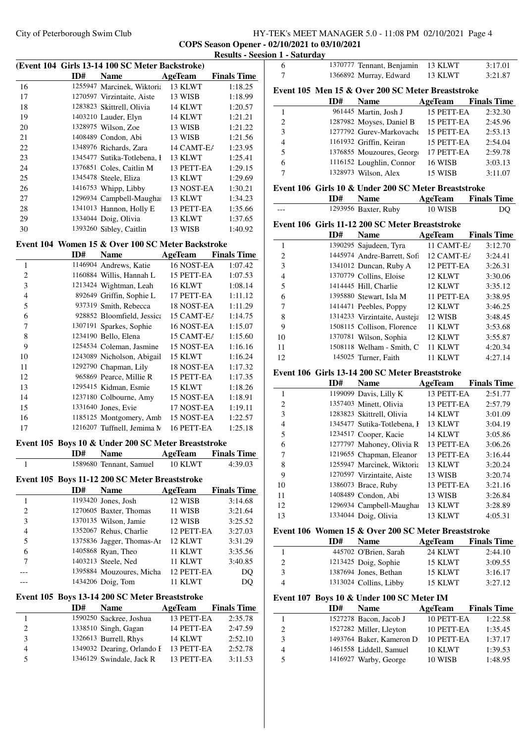## Results - Session 1 - Saturday

### (Event 104 Girls 13-14 100 SC Meter Backstroke)

| | ID# | Name | AgeTeam | Finals Time |
|---|---|---|---|---|
| 16 | 1255947 | Marcinek, Wiktoria | 13 KLWT | 1:18.25 |
| 17 | 1270597 | Virzintaite, Aiste | 13 WISB | 1:18.99 |
| 18 | 1283823 | Skittrell, Olivia | 14 KLWT | 1:20.57 |
| 19 | 1403210 | Lauder, Elyn | 14 KLWT | 1:21.21 |
| 20 | 1328975 | Wilson, Zoe | 13 WISB | 1:21.22 |
| 21 | 1408489 | Condon, Abi | 13 WISB | 1:21.56 |
| 22 | 1348976 | Richards, Zara | 14 CAMT-EA | 1:23.95 |
| 23 | 1345477 | Sutika-Totlebena, I | 13 KLWT | 1:25.41 |
| 24 | 1376851 | Coles, Caitlin M | 13 PETT-EA | 1:29.15 |
| 25 | 1345478 | Steele, Eliza | 13 KLWT | 1:29.69 |
| 26 | 1416753 | Whipp, Libby | 13 NOST-EA | 1:30.21 |
| 27 | 1296934 | Campbell-Maughan | 13 KLWT | 1:34.23 |
| 28 | 1341013 | Hannon, Holly E | 13 PETT-EA | 1:35.66 |
| 29 | 1334044 | Doig, Olivia | 13 KLWT | 1:37.65 |
| 30 | 1393260 | Sibley, Caitlin | 13 WISB | 1:40.92 |

### Event 104 Women 15 & Over 100 SC Meter Backstroke

| | ID# | Name | AgeTeam | Finals Time |
|---|---|---|---|---|
| 1 | 1146904 | Andrews, Katie | 16 NOST-EA | 1:07.42 |
| 2 | 1160884 | Willis, Hannah L | 15 PETT-EA | 1:07.53 |
| 3 | 1213424 | Wightman, Leah | 16 KLWT | 1:08.14 |
| 4 | 892649 | Griffin, Sophie L | 17 PETT-EA | 1:11.12 |
| 5 | 937319 | Smith, Rebecca | 18 NOST-EA | 1:11.29 |
| 6 | 928852 | Bloomfield, Jessica | 15 CAMT-EA | 1:14.75 |
| 7 | 1307191 | Sparkes, Sophie | 16 NOST-EA | 1:15.07 |
| 8 | 1234190 | Bello, Elena | 15 CAMT-EA | 1:15.60 |
| 9 | 1254534 | Coleman, Jasmine | 15 NOST-EA | 1:16.16 |
| 10 | 1243089 | Nicholson, Abigail | 15 KLWT | 1:16.24 |
| 11 | 1292790 | Chapman, Lily | 18 NOST-EA | 1:17.32 |
| 12 | 965869 | Pearce, Millie R | 15 PETT-EA | 1:17.35 |
| 13 | 1295415 | Kidman, Esmie | 15 KLWT | 1:18.26 |
| 14 | 1237180 | Colbourne, Amy | 15 NOST-EA | 1:18.91 |
| 15 | 1331640 | Jones, Evie | 17 NOST-EA | 1:19.11 |
| 16 | 1185125 | Montgomery, Amb | 15 NOST-EA | 1:22.57 |
| 17 | 1216207 | Tuffnell, Jemima M | 16 PETT-EA | 1:25.18 |

### Event 105 Boys 10 & Under 200 SC Meter Breaststroke

| | ID# | Name | AgeTeam | Finals Time |
|---|---|---|---|---|
| 1 | 1589680 | Tennant, Samuel | 10 KLWT | 4:39.03 |

### Event 105 Boys 11-12 200 SC Meter Breaststroke

| | ID# | Name | AgeTeam | Finals Time |
|---|---|---|---|---|
| 1 | 1193420 | Jones, Josh | 12 WISB | 3:14.68 |
| 2 | 1270605 | Baxter, Thomas | 11 WISB | 3:21.64 |
| 3 | 1370135 | Wilson, Jamie | 12 WISB | 3:25.52 |
| 4 | 1352067 | Rehus, Charlie | 12 PETT-EA | 3:27.03 |
| 5 | 1375836 | Jagger, Thomas-Ar | 12 KLWT | 3:31.29 |
| 6 | 1405868 | Ryan, Theo | 11 KLWT | 3:35.56 |
| 7 | 1403213 | Steele, Ned | 11 KLWT | 3:40.85 |
| --- | 1395884 | Mouzoures, Micha | 12 PETT-EA | DQ |
| --- | 1434206 | Doig, Tom | 11 KLWT | DQ |

### Event 105 Boys 13-14 200 SC Meter Breaststroke

| | ID# | Name | AgeTeam | Finals Time |
|---|---|---|---|---|
| 1 | 1590250 | Sackree, Joshua | 13 PETT-EA | 2:35.78 |
| 2 | 1338510 | Singh, Gagan | 14 PETT-EA | 2:47.59 |
| 3 | 1326613 | Burrell, Rhys | 14 KLWT | 2:52.10 |
| 4 | 1349032 | Dearing, Orlando I | 13 PETT-EA | 2:52.78 |
| 5 | 1346129 | Swindale, Jack R | 13 PETT-EA | 3:11.53 |
| 6 | 1370777 | Tennant, Benjamin | 13 KLWT | 3:17.01 |
| 7 | 1366892 | Murray, Edward | 13 KLWT | 3:21.87 |

### Event 105 Men 15 & Over 200 SC Meter Breaststroke

| | ID# | Name | AgeTeam | Finals Time |
|---|---|---|---|---|
| 1 | 961445 | Martin, Josh J | 15 PETT-EA | 2:32.30 |
| 2 | 1287982 | Moyses, Daniel B | 15 PETT-EA | 2:45.96 |
| 3 | 1277792 | Gurev-Markovache | 15 PETT-EA | 2:53.13 |
| 4 | 1161932 | Griffin, Keiran | 15 PETT-EA | 2:54.04 |
| 5 | 1376855 | Mouzoures, George | 17 PETT-EA | 2:59.78 |
| 6 | 1116152 | Loughlin, Connor | 16 WISB | 3:03.13 |
| 7 | 1328973 | Wilson, Alex | 15 WISB | 3:11.07 |

### Event 106 Girls 10 & Under 200 SC Meter Breaststroke

| | ID# | Name | AgeTeam | Finals Time |
|---|---|---|---|---|
| --- | 1293956 | Baxter, Ruby | 10 WISB | DQ |

### Event 106 Girls 11-12 200 SC Meter Breaststroke

| | ID# | Name | AgeTeam | Finals Time |
|---|---|---|---|---|
| 1 | 1390295 | Sajudeen, Tyra | 11 CAMT-EA | 3:12.70 |
| 2 | 1445974 | Andre-Barrett, Sofi | 12 CAMT-EA | 3:24.41 |
| 3 | 1341012 | Duncan, Ruby A | 12 PETT-EA | 3:26.31 |
| 4 | 1370779 | Collins, Eloise | 12 KLWT | 3:30.06 |
| 5 | 1414445 | Hill, Charlie | 12 KLWT | 3:35.12 |
| 6 | 1395880 | Stewart, Isla M | 11 PETT-EA | 3:38.95 |
| 7 | 1414471 | Peebles, Poppy | 12 KLWT | 3:46.25 |
| 8 | 1314233 | Virzintaite, Austeja | 12 WISB | 3:48.45 |
| 9 | 1508115 | Collison, Florence | 11 KLWT | 3:53.68 |
| 10 | 1370781 | Wilson, Sophia | 12 KLWT | 3:55.87 |
| 11 | 1508118 | Welham - Smith, C | 11 KLWT | 4:20.34 |
| 12 | 145025 | Turner, Faith | 11 KLWT | 4:27.14 |

### Event 106 Girls 13-14 200 SC Meter Breaststroke

| | ID# | Name | AgeTeam | Finals Time |
|---|---|---|---|---|
| 1 | 1199099 | Davis, Lilly K | 13 PETT-EA | 2:51.77 |
| 2 | 1357403 | Minett, Olivia | 13 PETT-EA | 2:57.79 |
| 3 | 1283823 | Skittrell, Olivia | 14 KLWT | 3:01.09 |
| 4 | 1345477 | Sutika-Totlebena, I | 13 KLWT | 3:04.19 |
| 5 | 1234517 | Cooper, Kacie | 14 KLWT | 3:05.86 |
| 6 | 1277797 | Mahoney, Olivia R | 13 PETT-EA | 3:06.26 |
| 7 | 1219655 | Chapman, Eleanor | 13 PETT-EA | 3:16.44 |
| 8 | 1255947 | Marcinek, Wiktoria | 13 KLWT | 3:20.24 |
| 9 | 1270597 | Virzintaite, Aiste | 13 WISB | 3:20.74 |
| 10 | 1386073 | Brace, Ruby | 13 PETT-EA | 3:21.16 |
| 11 | 1408489 | Condon, Abi | 13 WISB | 3:26.84 |
| 12 | 1296934 | Campbell-Maughan | 13 KLWT | 3:28.89 |
| 13 | 1334044 | Doig, Olivia | 13 KLWT | 4:05.31 |

### Event 106 Women 15 & Over 200 SC Meter Breaststroke

| | ID# | Name | AgeTeam | Finals Time |
|---|---|---|---|---|
| 1 | 445702 | O'Brien, Sarah | 24 KLWT | 2:44.10 |
| 2 | 1213425 | Doig, Sophie | 15 KLWT | 3:09.55 |
| 3 | 1387694 | Jones, Bethan | 15 KLWT | 3:16.17 |
| 4 | 1313024 | Collins, Libby | 15 KLWT | 3:27.12 |

### Event 107 Boys 10 & Under 100 SC Meter IM

| | ID# | Name | AgeTeam | Finals Time |
|---|---|---|---|---|
| 1 | 1527278 | Bacon, Jacob J | 10 PETT-EA | 1:22.58 |
| 2 | 1527282 | Miller, Lleyton | 10 PETT-EA | 1:35.45 |
| 3 | 1493764 | Baker, Kameron D | 10 PETT-EA | 1:37.17 |
| 4 | 1461558 | Liddell, Samuel | 10 KLWT | 1:39.53 |
| 5 | 1416927 | Warby, George | 10 WISB | 1:48.95 |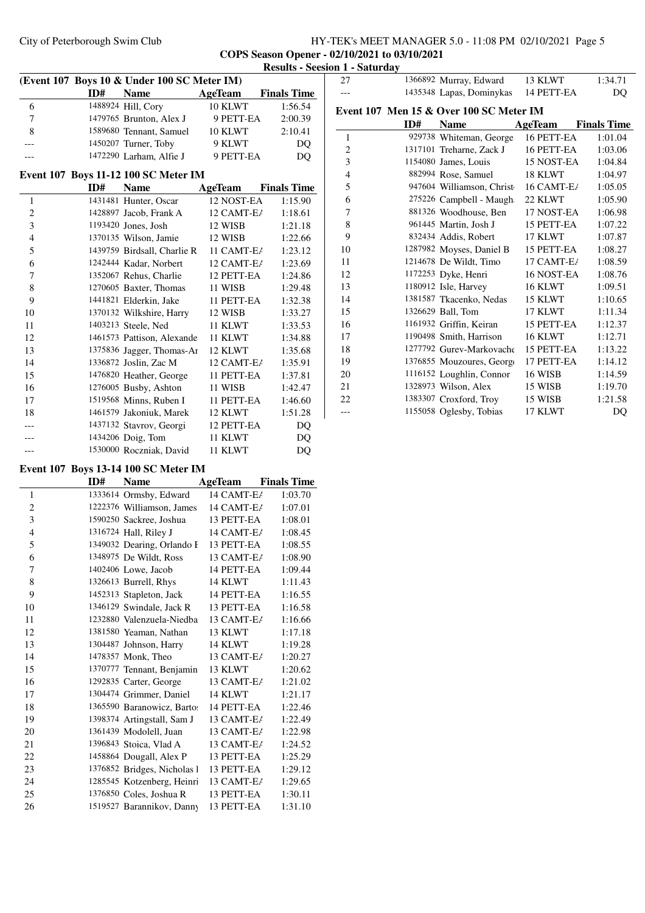# COPS Season Opener - 02/10/2021 to 03/10/2021

## Results - Session 1 - Saturday

### (Event 107 Boys 10 & Under 100 SC Meter IM)

| | ID# | Name | AgeTeam | Finals Time |
|---|---|---|---|---|
| 6 | 1488924 | Hill, Cory | 10 KLWT | 1:56.54 |
| 7 | 1479765 | Brunton, Alex J | 9 PETT-EA | 2:00.39 |
| 8 | 1589680 | Tennant, Samuel | 10 KLWT | 2:10.41 |
| --- | 1450207 | Turner, Toby | 9 KLWT | DQ |
| --- | 1472290 | Larham, Alfie J | 9 PETT-EA | DQ |

### Event 107 Boys 11-12 100 SC Meter IM

| | ID# | Name | AgeTeam | Finals Time |
|---|---|---|---|---|
| 1 | 1431481 | Hunter, Oscar | 12 NOST-EA | 1:15.90 |
| 2 | 1428897 | Jacob, Frank A | 12 CAMT-EA | 1:18.61 |
| 3 | 1193420 | Jones, Josh | 12 WISB | 1:21.18 |
| 4 | 1370135 | Wilson, Jamie | 12 WISB | 1:22.66 |
| 5 | 1439759 | Birdsall, Charlie R | 11 CAMT-EA | 1:23.12 |
| 6 | 1242444 | Kadar, Norbert | 12 CAMT-EA | 1:23.69 |
| 7 | 1352067 | Rehus, Charlie | 12 PETT-EA | 1:24.86 |
| 8 | 1270605 | Baxter, Thomas | 11 WISB | 1:29.48 |
| 9 | 1441821 | Elderkin, Jake | 11 PETT-EA | 1:32.38 |
| 10 | 1370132 | Wilkshire, Harry | 12 WISB | 1:33.27 |
| 11 | 1403213 | Steele, Ned | 11 KLWT | 1:33.53 |
| 12 | 1461573 | Pattison, Alexande | 11 KLWT | 1:34.88 |
| 13 | 1375836 | Jagger, Thomas-Ar | 12 KLWT | 1:35.68 |
| 14 | 1336872 | Joslin, Zac M | 12 CAMT-EA | 1:35.91 |
| 15 | 1476820 | Heather, George | 11 PETT-EA | 1:37.81 |
| 16 | 1276005 | Busby, Ashton | 11 WISB | 1:42.47 |
| 17 | 1519568 | Minns, Ruben I | 11 PETT-EA | 1:46.60 |
| 18 | 1461579 | Jakoniuk, Marek | 12 KLWT | 1:51.28 |
| --- | 1437132 | Stavrov, Georgi | 12 PETT-EA | DQ |
| --- | 1434206 | Doig, Tom | 11 KLWT | DQ |
| --- | 1530000 | Roczniak, David | 11 KLWT | DQ |

### Event 107 Boys 13-14 100 SC Meter IM

| | ID# | Name | AgeTeam | Finals Time |
|---|---|---|---|---|
| 1 | 1333614 | Ormsby, Edward | 14 CAMT-EA | 1:03.70 |
| 2 | 1222376 | Williamson, James | 14 CAMT-EA | 1:07.01 |
| 3 | 1590250 | Sackree, Joshua | 13 PETT-EA | 1:08.01 |
| 4 | 1316724 | Hall, Riley J | 14 CAMT-EA | 1:08.45 |
| 5 | 1349032 | Dearing, Orlando F | 13 PETT-EA | 1:08.55 |
| 6 | 1348975 | De Wildt, Ross | 13 CAMT-EA | 1:08.90 |
| 7 | 1402406 | Lowe, Jacob | 14 PETT-EA | 1:09.44 |
| 8 | 1326613 | Burrell, Rhys | 14 KLWT | 1:11.43 |
| 9 | 1452313 | Stapleton, Jack | 14 PETT-EA | 1:16.55 |
| 10 | 1346129 | Swindale, Jack R | 13 PETT-EA | 1:16.58 |
| 11 | 1232880 | Valenzuela-Niedba | 13 CAMT-EA | 1:16.66 |
| 12 | 1381580 | Yeaman, Nathan | 13 KLWT | 1:17.18 |
| 13 | 1304487 | Johnson, Harry | 14 KLWT | 1:19.28 |
| 14 | 1478357 | Monk, Theo | 13 CAMT-EA | 1:20.27 |
| 15 | 1370777 | Tennant, Benjamin | 13 KLWT | 1:20.62 |
| 16 | 1292835 | Carter, George | 13 CAMT-EA | 1:21.02 |
| 17 | 1304474 | Grimmer, Daniel | 14 KLWT | 1:21.17 |
| 18 | 1365590 | Baranowicz, Barto | 14 PETT-EA | 1:22.46 |
| 19 | 1398374 | Artingstall, Sam J | 13 CAMT-EA | 1:22.49 |
| 20 | 1361439 | Modolell, Juan | 13 CAMT-EA | 1:22.98 |
| 21 | 1396843 | Stoica, Vlad A | 13 CAMT-EA | 1:24.52 |
| 22 | 1458864 | Dougall, Alex P | 13 PETT-EA | 1:25.29 |
| 23 | 1376852 | Bridges, Nicholas I | 13 PETT-EA | 1:29.12 |
| 24 | 1285545 | Kotzenberg, Heinri | 13 CAMT-EA | 1:29.65 |
| 25 | 1376850 | Coles, Joshua R | 13 PETT-EA | 1:30.11 |
| 26 | 1519527 | Barannikov, Danny | 13 PETT-EA | 1:31.10 |
| 27 | 1366892 | Murray, Edward | 13 KLWT | 1:34.71 |
| --- | 1435348 | Lapas, Dominykas | 14 PETT-EA | DQ |

### Event 107 Men 15 & Over 100 SC Meter IM

| | ID# | Name | AgeTeam | Finals Time |
|---|---|---|---|---|
| 1 | 929738 | Whiteman, George | 16 PETT-EA | 1:01.04 |
| 2 | 1317101 | Treharne, Zack J | 16 PETT-EA | 1:03.06 |
| 3 | 1154080 | James, Louis | 15 NOST-EA | 1:04.84 |
| 4 | 882994 | Rose, Samuel | 18 KLWT | 1:04.97 |
| 5 | 947604 | Williamson, Christ | 16 CAMT-EA | 1:05.05 |
| 6 | 275226 | Campbell - Maugh | 22 KLWT | 1:05.90 |
| 7 | 881326 | Woodhouse, Ben | 17 NOST-EA | 1:06.98 |
| 8 | 961445 | Martin, Josh J | 15 PETT-EA | 1:07.22 |
| 9 | 832434 | Addis, Robert | 17 KLWT | 1:07.87 |
| 10 | 1287982 | Moyses, Daniel B | 15 PETT-EA | 1:08.27 |
| 11 | 1214678 | De Wildt, Timo | 17 CAMT-EA | 1:08.59 |
| 12 | 1172253 | Dyke, Henri | 16 NOST-EA | 1:08.76 |
| 13 | 1180912 | Isle, Harvey | 16 KLWT | 1:09.51 |
| 14 | 1381587 | Tkacenko, Nedas | 15 KLWT | 1:10.65 |
| 15 | 1326629 | Ball, Tom | 17 KLWT | 1:11.34 |
| 16 | 1161932 | Griffin, Keiran | 15 PETT-EA | 1:12.37 |
| 17 | 1190498 | Smith, Harrison | 16 KLWT | 1:12.71 |
| 18 | 1277792 | Gurev-Markovache | 15 PETT-EA | 1:13.22 |
| 19 | 1376855 | Mouzoures, George | 17 PETT-EA | 1:14.12 |
| 20 | 1116152 | Loughlin, Connor | 16 WISB | 1:14.59 |
| 21 | 1328973 | Wilson, Alex | 15 WISB | 1:19.70 |
| 22 | 1383307 | Croxford, Troy | 15 WISB | 1:21.58 |
| --- | 1155058 | Oglesby, Tobias | 17 KLWT | DQ |